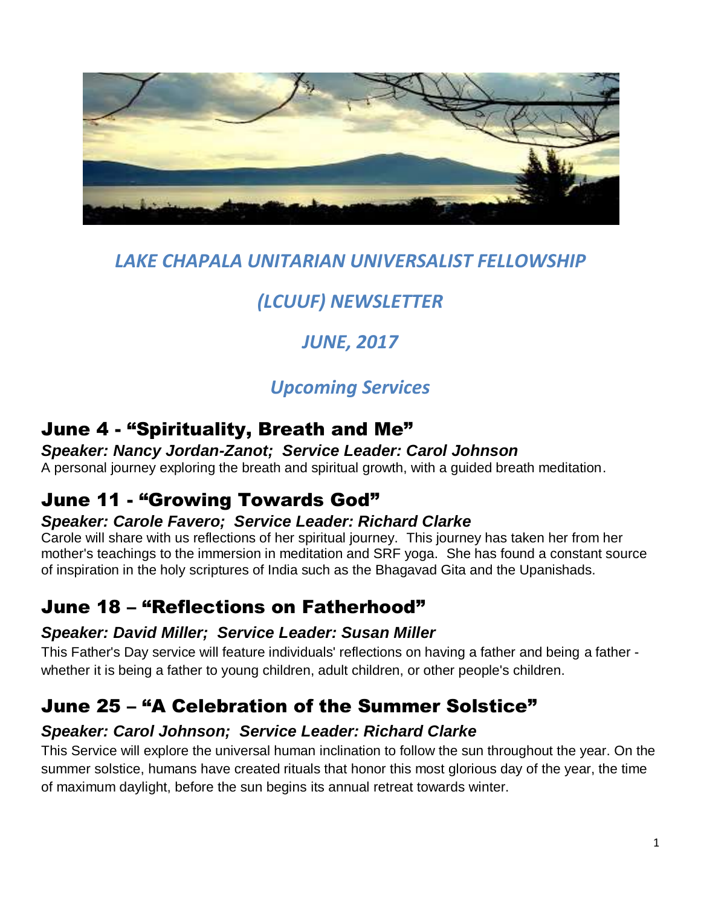# *LAKE CHAPALA UNITARIAN UNIVERSALIST FELLOWSHIP*

# *(LCUUF) NEWSLETTER*

# *JUNE, 2017*

## *Upcoming Services*

## June 4 - "Spirituality, Breath and Me"

***Speaker: Nancy Jordan-Zanot; Service Leader: Carol Johnson***

A personal journey exploring the breath and spiritual growth, with a guided breath meditation.

## June 11 - "Growing Towards God"

***Speaker: Carole Favero; Service Leader: Richard Clarke***

Carole will share with us reflections of her spiritual journey. This journey has taken her from her mother's teachings to the immersion in meditation and SRF yoga. She has found a constant source of inspiration in the holy scriptures of India such as the Bhagavad Gita and the Upanishads.

## June 18 – "Reflections on Fatherhood"

***Speaker: David Miller; Service Leader: Susan Miller***

This Father's Day service will feature individuals' reflections on having a father and being a father - whether it is being a father to young children, adult children, or other people's children.

## June 25 – "A Celebration of the Summer Solstice"

***Speaker: Carol Johnson; Service Leader: Richard Clarke***

This Service will explore the universal human inclination to follow the sun throughout the year. On the summer solstice, humans have created rituals that honor this most glorious day of the year, the time of maximum daylight, before the sun begins its annual retreat towards winter.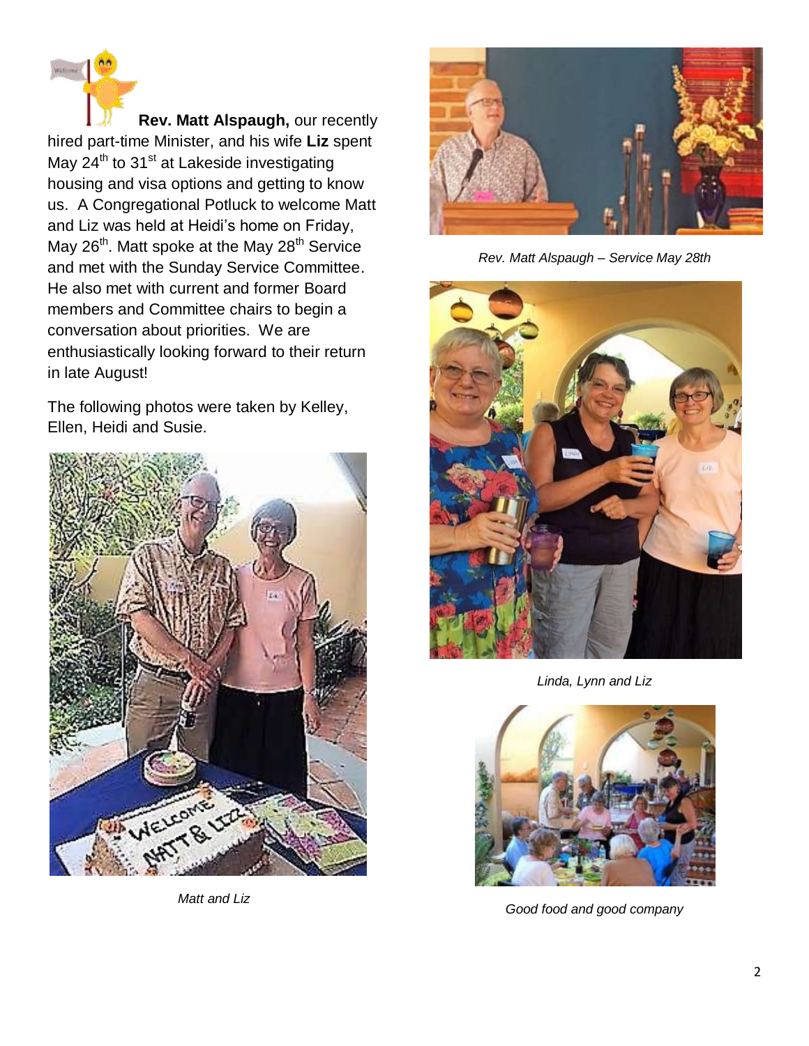**Rev. Matt Alspaugh,** our recently hired part-time Minister, and his wife **Liz** spent May 24th to 31st at Lakeside investigating housing and visa options and getting to know us. A Congregational Potluck to welcome Matt and Liz was held at Heidi's home on Friday, May 26th. Matt spoke at the May 28th Service and met with the Sunday Service Committee. He also met with current and former Board members and Committee chairs to begin a conversation about priorities. We are enthusiastically looking forward to their return in late August!

The following photos were taken by Kelley, Ellen, Heidi and Susie.

*Matt and Liz*

*Rev. Matt Alspaugh – Service May 28th*

*Linda, Lynn and Liz*

*Good food and good company*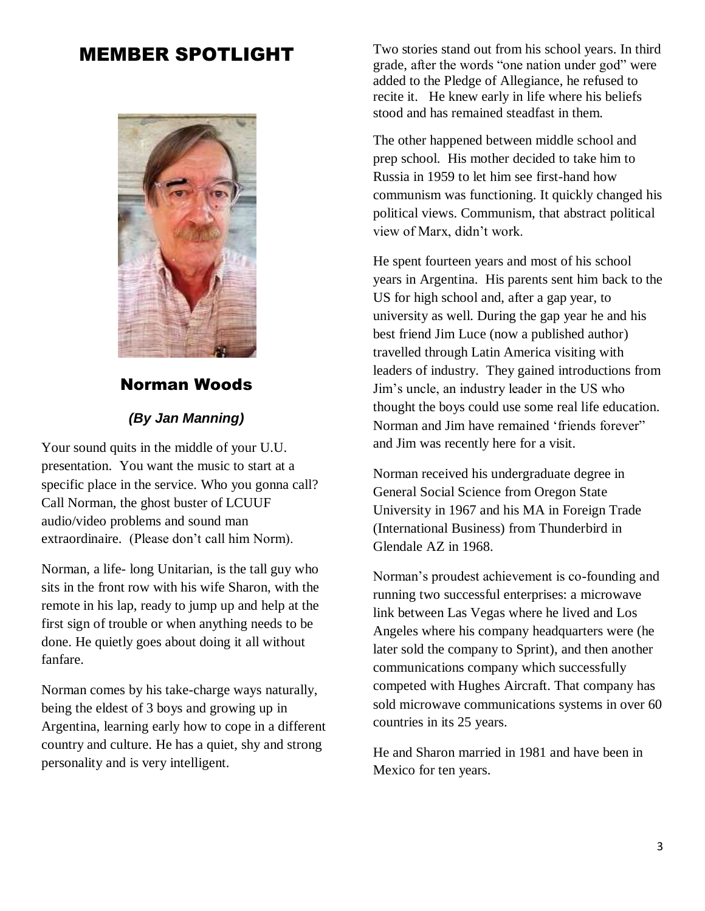# MEMBER SPOTLIGHT

## Norman Woods

***(By Jan Manning)***

Your sound quits in the middle of your U.U. presentation. You want the music to start at a specific place in the service. Who you gonna call? Call Norman, the ghost buster of LCUUF audio/video problems and sound man extraordinaire. (Please don't call him Norm).

Norman, a life- long Unitarian, is the tall guy who sits in the front row with his wife Sharon, with the remote in his lap, ready to jump up and help at the first sign of trouble or when anything needs to be done. He quietly goes about doing it all without fanfare.

Norman comes by his take-charge ways naturally, being the eldest of 3 boys and growing up in Argentina, learning early how to cope in a different country and culture. He has a quiet, shy and strong personality and is very intelligent.

Two stories stand out from his school years. In third grade, after the words "one nation under god" were added to the Pledge of Allegiance, he refused to recite it. He knew early in life where his beliefs stood and has remained steadfast in them.

The other happened between middle school and prep school. His mother decided to take him to Russia in 1959 to let him see first-hand how communism was functioning. It quickly changed his political views. Communism, that abstract political view of Marx, didn't work.

He spent fourteen years and most of his school years in Argentina. His parents sent him back to the US for high school and, after a gap year, to university as well. During the gap year he and his best friend Jim Luce (now a published author) travelled through Latin America visiting with leaders of industry. They gained introductions from Jim's uncle, an industry leader in the US who thought the boys could use some real life education. Norman and Jim have remained 'friends forever" and Jim was recently here for a visit.

Norman received his undergraduate degree in General Social Science from Oregon State University in 1967 and his MA in Foreign Trade (International Business) from Thunderbird in Glendale AZ in 1968.

Norman's proudest achievement is co-founding and running two successful enterprises: a microwave link between Las Vegas where he lived and Los Angeles where his company headquarters were (he later sold the company to Sprint), and then another communications company which successfully competed with Hughes Aircraft. That company has sold microwave communications systems in over 60 countries in its 25 years.

He and Sharon married in 1981 and have been in Mexico for ten years.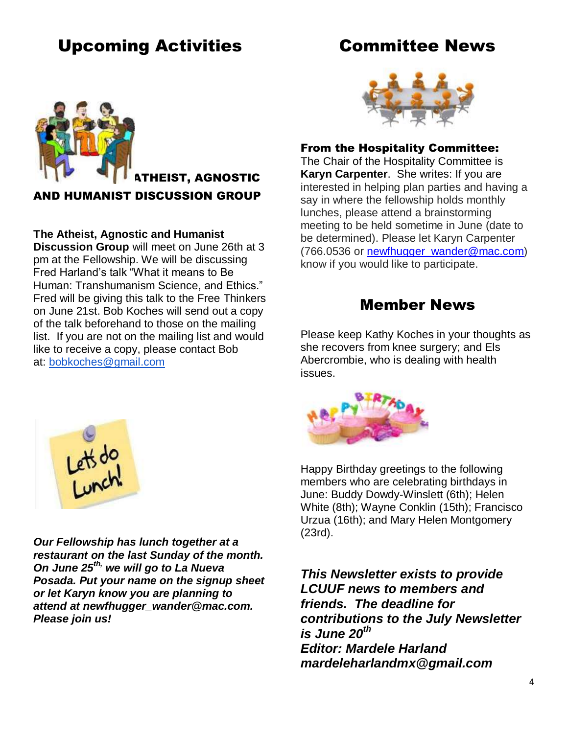# Upcoming Activities

**ATHEIST, AGNOSTIC AND HUMANIST DISCUSSION GROUP**

**The Atheist, Agnostic and Humanist Discussion Group** will meet on June 26th at 3 pm at the Fellowship. We will be discussing Fred Harland's talk "What it means to Be Human: Transhumanism Science, and Ethics." Fred will be giving this talk to the Free Thinkers on June 21st. Bob Koches will send out a copy of the talk beforehand to those on the mailing list. If you are not on the mailing list and would like to receive a copy, please contact Bob at: bobkoches@gmail.com

***Our Fellowship has lunch together at a restaurant on the last Sunday of the month. On June 25th, we will go to La Nueva Posada. Put your name on the signup sheet or let Karyn know you are planning to attend at newfhugger_wander@mac.com. Please join us!***

# Committee News

**From the Hospitality Committee:**
The Chair of the Hospitality Committee is **Karyn Carpenter**. She writes: If you are interested in helping plan parties and having a say in where the fellowship holds monthly lunches, please attend a brainstorming meeting to be held sometime in June (date to be determined). Please let Karyn Carpenter (766.0536 or newfhugger_wander@mac.com) know if you would like to participate.

# Member News

Please keep Kathy Koches in your thoughts as she recovers from knee surgery; and Els Abercrombie, who is dealing with health issues.

Happy Birthday greetings to the following members who are celebrating birthdays in June: Buddy Dowdy-Winslett (6th); Helen White (8th); Wayne Conklin (15th); Francisco Urzua (16th); and Mary Helen Montgomery (23rd).

***This Newsletter exists to provide LCUUF news to members and friends. The deadline for contributions to the July Newsletter is June 20th***
***Editor: Mardele Harland***
***mardeleharlandmx@gmail.com***